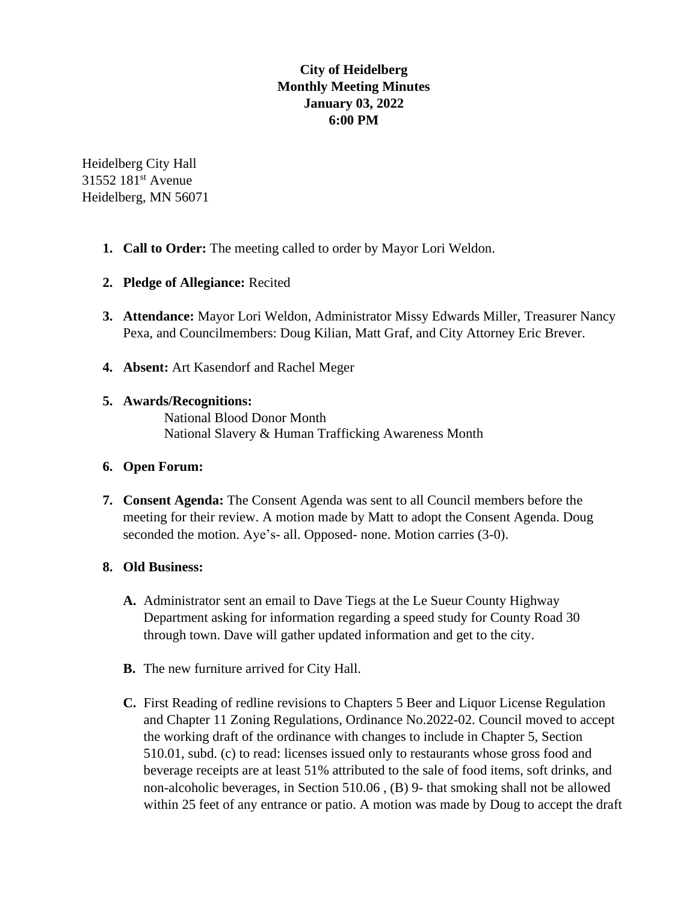# City of Heidelberg
## Monthly Meeting Minutes
### January 03, 2022
### 6:00 PM

Heidelberg City Hall
31552 181st Avenue
Heidelberg, MN 56071

1. **Call to Order:** The meeting called to order by Mayor Lori Weldon.

2. **Pledge of Allegiance:** Recited

3. **Attendance:** Mayor Lori Weldon, Administrator Missy Edwards Miller, Treasurer Nancy Pexa, and Councilmembers: Doug Kilian, Matt Graf, and City Attorney Eric Brever.

4. **Absent:** Art Kasendorf and Rachel Meger

5. **Awards/Recognitions:**
   National Blood Donor Month
   National Slavery & Human Trafficking Awareness Month

6. **Open Forum:**

7. **Consent Agenda:** The Consent Agenda was sent to all Council members before the meeting for their review. A motion made by Matt to adopt the Consent Agenda. Doug seconded the motion. Aye's- all. Opposed- none. Motion carries (3-0).

8. **Old Business:**

   **A.** Administrator sent an email to Dave Tiegs at the Le Sueur County Highway Department asking for information regarding a speed study for County Road 30 through town. Dave will gather updated information and get to the city.

   **B.** The new furniture arrived for City Hall.

   **C.** First Reading of redline revisions to Chapters 5 Beer and Liquor License Regulation and Chapter 11 Zoning Regulations, Ordinance No.2022-02. Council moved to accept the working draft of the ordinance with changes to include in Chapter 5, Section 510.01, subd. (c) to read: licenses issued only to restaurants whose gross food and beverage receipts are at least 51% attributed to the sale of food items, soft drinks, and non-alcoholic beverages, in Section 510.06 , (B) 9- that smoking shall not be allowed within 25 feet of any entrance or patio. A motion was made by Doug to accept the draft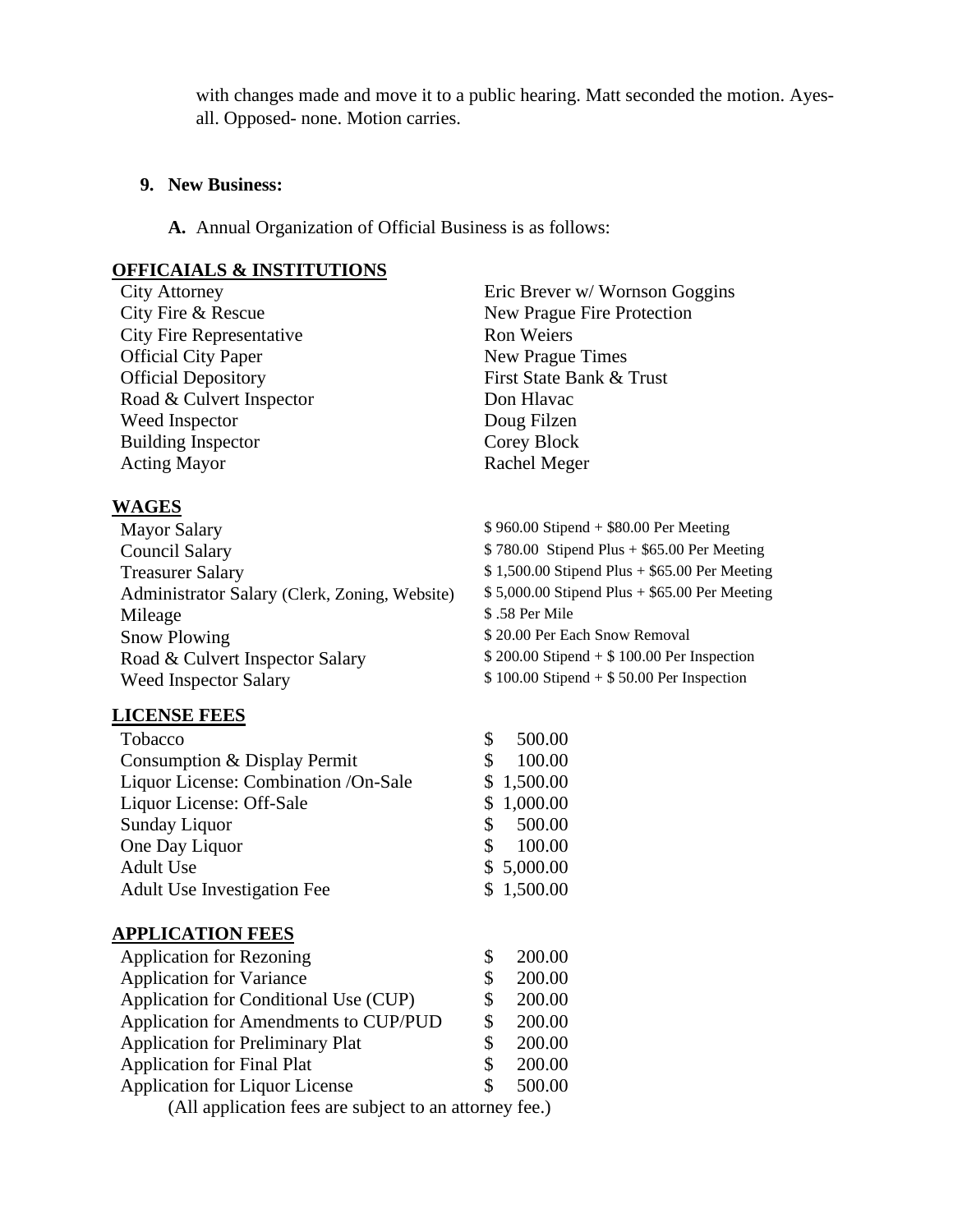with changes made and move it to a public hearing. Matt seconded the motion. Ayes-all. Opposed- none. Motion carries.

**9. New Business:**

**A.** Annual Organization of Official Business is as follows:

**OFFICAIALS & INSTITUTIONS**

| | |
|---|---|
| City Attorney | Eric Brever w/ Wornson Goggins |
| City Fire & Rescue | New Prague Fire Protection |
| City Fire Representative | Ron Weiers |
| Official City Paper | New Prague Times |
| Official Depository | First State Bank & Trust |
| Road & Culvert Inspector | Don Hlavac |
| Weed Inspector | Doug Filzen |
| Building Inspector | Corey Block |
| Acting Mayor | Rachel Meger |

**WAGES**

| | |
|---|---|
| Mayor Salary | $ 960.00 Stipend + $80.00 Per Meeting |
| Council Salary | $ 780.00 Stipend Plus + $65.00 Per Meeting |
| Treasurer Salary | $ 1,500.00 Stipend Plus + $65.00 Per Meeting |
| Administrator Salary (Clerk, Zoning, Website) | $ 5,000.00 Stipend Plus + $65.00 Per Meeting |
| Mileage | $ .58 Per Mile |
| Snow Plowing | $ 20.00 Per Each Snow Removal |
| Road & Culvert Inspector Salary | $ 200.00 Stipend + $ 100.00 Per Inspection |
| Weed Inspector Salary | $ 100.00 Stipend + $ 50.00 Per Inspection |

**LICENSE FEES**

| | |
|---|---|
| Tobacco | $ 500.00 |
| Consumption & Display Permit | $ 100.00 |
| Liquor License: Combination /On-Sale | $ 1,500.00 |
| Liquor License: Off-Sale | $ 1,000.00 |
| Sunday Liquor | $ 500.00 |
| One Day Liquor | $ 100.00 |
| Adult Use | $ 5,000.00 |
| Adult Use Investigation Fee | $ 1,500.00 |

**APPLICATION FEES**

| | |
|---|---|
| Application for Rezoning | $ 200.00 |
| Application for Variance | $ 200.00 |
| Application for Conditional Use (CUP) | $ 200.00 |
| Application for Amendments to CUP/PUD | $ 200.00 |
| Application for Preliminary Plat | $ 200.00 |
| Application for Final Plat | $ 200.00 |
| Application for Liquor License | $ 500.00 |

(All application fees are subject to an attorney fee.)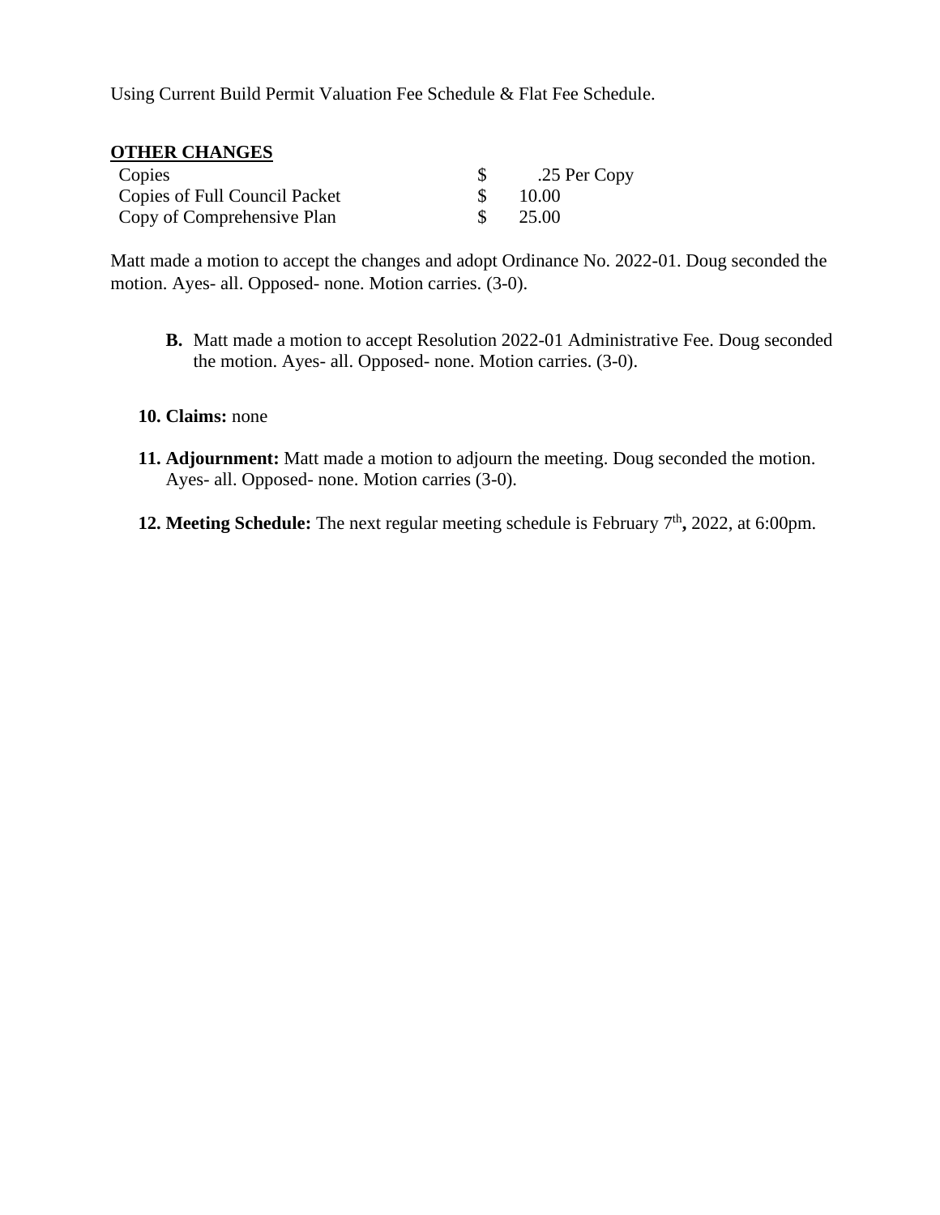Using Current Build Permit Valuation Fee Schedule & Flat Fee Schedule.

**OTHER CHANGES**

| | | |
|---|---|---|
| Copies | $ | .25 Per Copy |
| Copies of Full Council Packet | $ | 10.00 |
| Copy of Comprehensive Plan | $ | 25.00 |

Matt made a motion to accept the changes and adopt Ordinance No. 2022-01. Doug seconded the motion. Ayes- all. Opposed- none. Motion carries. (3-0).

**B.** Matt made a motion to accept Resolution 2022-01 Administrative Fee. Doug seconded the motion. Ayes- all. Opposed- none. Motion carries. (3-0).

**10. Claims:** none

**11. Adjournment:** Matt made a motion to adjourn the meeting. Doug seconded the motion. Ayes- all. Opposed- none. Motion carries (3-0).

**12. Meeting Schedule:** The next regular meeting schedule is February 7th**,** 2022, at 6:00pm.